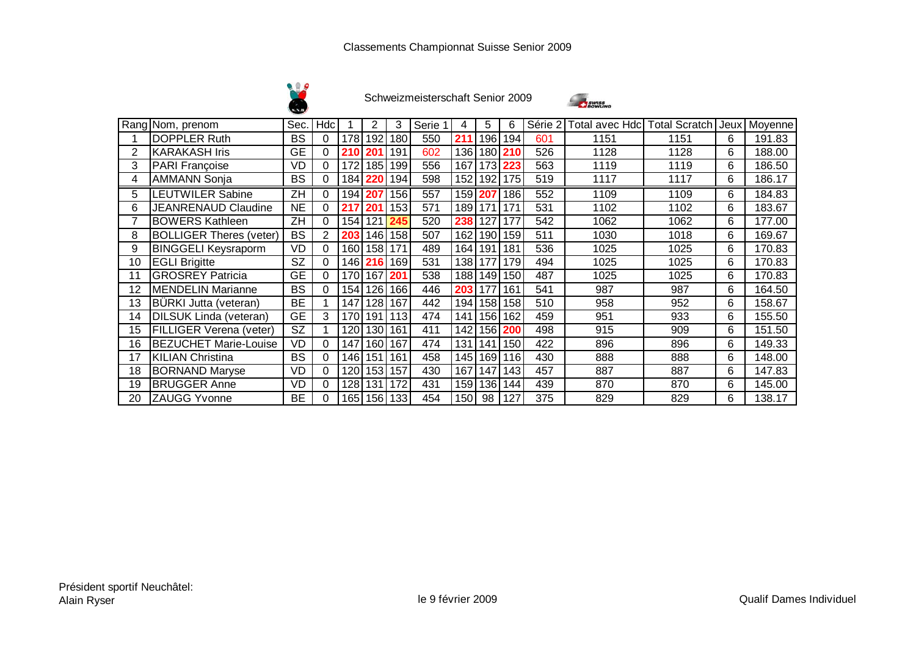# Classements Championnat Suisse Senior 2009

## Schweizmeisterschaft Senior 2009

| Rang | Nom, prenom | Sec. | Hdc | 1 | 2 | 3 | Serie 1 | 4 | 5 | 6 | Série 2 | Total avec Hdc | Total Scratch | Jeux | Moyenne |
|---|---|---|---|---|---|---|---|---|---|---|---|---|---|---|---|
| 1 | DOPPLER Ruth | BS | 0 | 178 | 192 | 180 | 550 | 211 | 196 | 194 | 601 | 1151 | 1151 | 6 | 191.83 |
| 2 | KARAKASH Iris | GE | 0 | 210 | 201 | 191 | 602 | 136 | 180 | 210 | 526 | 1128 | 1128 | 6 | 188.00 |
| 3 | PARI Françoise | VD | 0 | 172 | 185 | 199 | 556 | 167 | 173 | 223 | 563 | 1119 | 1119 | 6 | 186.50 |
| 4 | AMMANN Sonja | BS | 0 | 184 | 220 | 194 | 598 | 152 | 192 | 175 | 519 | 1117 | 1117 | 6 | 186.17 |
| 5 | LEUTWILER Sabine | ZH | 0 | 194 | 207 | 156 | 557 | 159 | 207 | 186 | 552 | 1109 | 1109 | 6 | 184.83 |
| 6 | JEANRENAUD Claudine | NE | 0 | 217 | 201 | 153 | 571 | 189 | 171 | 171 | 531 | 1102 | 1102 | 6 | 183.67 |
| 7 | BOWERS Kathleen | ZH | 0 | 154 | 121 | 245 | 520 | 238 | 127 | 177 | 542 | 1062 | 1062 | 6 | 177.00 |
| 8 | BOLLIGER Theres (veter) | BS | 2 | 203 | 146 | 158 | 507 | 162 | 190 | 159 | 511 | 1030 | 1018 | 6 | 169.67 |
| 9 | BINGGELI Keysraporm | VD | 0 | 160 | 158 | 171 | 489 | 164 | 191 | 181 | 536 | 1025 | 1025 | 6 | 170.83 |
| 10 | EGLI Brigitte | SZ | 0 | 146 | 216 | 169 | 531 | 138 | 177 | 179 | 494 | 1025 | 1025 | 6 | 170.83 |
| 11 | GROSREY Patricia | GE | 0 | 170 | 167 | 201 | 538 | 188 | 149 | 150 | 487 | 1025 | 1025 | 6 | 170.83 |
| 12 | MENDELIN Marianne | BS | 0 | 154 | 126 | 166 | 446 | 203 | 177 | 161 | 541 | 987 | 987 | 6 | 164.50 |
| 13 | BÜRKI Jutta (veteran) | BE | 1 | 147 | 128 | 167 | 442 | 194 | 158 | 158 | 510 | 958 | 952 | 6 | 158.67 |
| 14 | DILSUK Linda (veteran) | GE | 3 | 170 | 191 | 113 | 474 | 141 | 156 | 162 | 459 | 951 | 933 | 6 | 155.50 |
| 15 | FILLIGER Verena (veter) | SZ | 1 | 120 | 130 | 161 | 411 | 142 | 156 | 200 | 498 | 915 | 909 | 6 | 151.50 |
| 16 | BEZUCHET Marie-Louise | VD | 0 | 147 | 160 | 167 | 474 | 131 | 141 | 150 | 422 | 896 | 896 | 6 | 149.33 |
| 17 | KILIAN Christina | BS | 0 | 146 | 151 | 161 | 458 | 145 | 169 | 116 | 430 | 888 | 888 | 6 | 148.00 |
| 18 | BORNAND Maryse | VD | 0 | 120 | 153 | 157 | 430 | 167 | 147 | 143 | 457 | 887 | 887 | 6 | 147.83 |
| 19 | BRUGGER Anne | VD | 0 | 128 | 131 | 172 | 431 | 159 | 136 | 144 | 439 | 870 | 870 | 6 | 145.00 |
| 20 | ZAUGG Yvonne | BE | 0 | 165 | 156 | 133 | 454 | 150 | 98 | 127 | 375 | 829 | 829 | 6 | 138.17 |

Président sportif Neuchâtel:
Alain Ryser

le 9 février 2009

Qualif Dames Individuel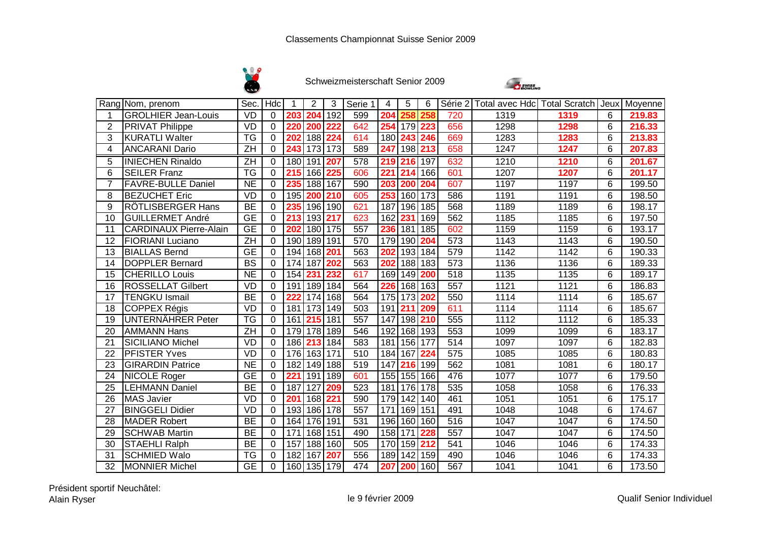# Classements Championnat Suisse Senior 2009

## Schweizmeisterschaft Senior 2009

| Rang | Nom, prenom | Sec. | Hdc | 1 | 2 | 3 | Serie 1 | 4 | 5 | 6 | Série 2 | Total avec Hdc | Total Scratch | Jeux | Moyenne |
|---|---|---|---|---|---|---|---|---|---|---|---|---|---|---|---|
| 1 | GROLHIER Jean-Louis | VD | 0 | 203 | 204 | 192 | 599 | 204 | 258 | 258 | 720 | 1319 | 1319 | 6 | 219.83 |
| 2 | PRIVAT Philippe | VD | 0 | 220 | 200 | 222 | 642 | 254 | 179 | 223 | 656 | 1298 | 1298 | 6 | 216.33 |
| 3 | KURATLI Walter | TG | 0 | 202 | 188 | 224 | 614 | 180 | 243 | 246 | 669 | 1283 | 1283 | 6 | 213.83 |
| 4 | ANCARANI Dario | ZH | 0 | 243 | 173 | 173 | 589 | 247 | 198 | 213 | 658 | 1247 | 1247 | 6 | 207.83 |
| 5 | INIECHEN Rinaldo | ZH | 0 | 180 | 191 | 207 | 578 | 219 | 216 | 197 | 632 | 1210 | 1210 | 6 | 201.67 |
| 6 | SEILER Franz | TG | 0 | 215 | 166 | 225 | 606 | 221 | 214 | 166 | 601 | 1207 | 1207 | 6 | 201.17 |
| 7 | FAVRE-BULLE Daniel | NE | 0 | 235 | 188 | 167 | 590 | 203 | 200 | 204 | 607 | 1197 | 1197 | 6 | 199.50 |
| 8 | BEZUCHET Eric | VD | 0 | 195 | 200 | 210 | 605 | 253 | 160 | 173 | 586 | 1191 | 1191 | 6 | 198.50 |
| 9 | RÖTLISBERGER Hans | BE | 0 | 235 | 196 | 190 | 621 | 187 | 196 | 185 | 568 | 1189 | 1189 | 6 | 198.17 |
| 10 | GUILLERMET André | GE | 0 | 213 | 193 | 217 | 623 | 162 | 231 | 169 | 562 | 1185 | 1185 | 6 | 197.50 |
| 11 | CARDINAUX Pierre-Alain | GE | 0 | 202 | 180 | 175 | 557 | 236 | 181 | 185 | 602 | 1159 | 1159 | 6 | 193.17 |
| 12 | FIORIANI Luciano | ZH | 0 | 190 | 189 | 191 | 570 | 179 | 190 | 204 | 573 | 1143 | 1143 | 6 | 190.50 |
| 13 | BIALLAS Bernd | GE | 0 | 194 | 168 | 201 | 563 | 202 | 193 | 184 | 579 | 1142 | 1142 | 6 | 190.33 |
| 14 | DOPPLER Bernard | BS | 0 | 174 | 187 | 202 | 563 | 202 | 188 | 183 | 573 | 1136 | 1136 | 6 | 189.33 |
| 15 | CHERILLO Louis | NE | 0 | 154 | 231 | 232 | 617 | 169 | 149 | 200 | 518 | 1135 | 1135 | 6 | 189.17 |
| 16 | ROSSELLAT Gilbert | VD | 0 | 191 | 189 | 184 | 564 | 226 | 168 | 163 | 557 | 1121 | 1121 | 6 | 186.83 |
| 17 | TENGKU Ismail | BE | 0 | 222 | 174 | 168 | 564 | 175 | 173 | 202 | 550 | 1114 | 1114 | 6 | 185.67 |
| 18 | COPPEX Régis | VD | 0 | 181 | 173 | 149 | 503 | 191 | 211 | 209 | 611 | 1114 | 1114 | 6 | 185.67 |
| 19 | UNTERNÄHRER Peter | TG | 0 | 161 | 215 | 181 | 557 | 147 | 198 | 210 | 555 | 1112 | 1112 | 6 | 185.33 |
| 20 | AMMANN Hans | ZH | 0 | 179 | 178 | 189 | 546 | 192 | 168 | 193 | 553 | 1099 | 1099 | 6 | 183.17 |
| 21 | SICILIANO Michel | VD | 0 | 186 | 213 | 184 | 583 | 181 | 156 | 177 | 514 | 1097 | 1097 | 6 | 182.83 |
| 22 | PFISTER Yves | VD | 0 | 176 | 163 | 171 | 510 | 184 | 167 | 224 | 575 | 1085 | 1085 | 6 | 180.83 |
| 23 | GIRARDIN Patrice | NE | 0 | 182 | 149 | 188 | 519 | 147 | 216 | 199 | 562 | 1081 | 1081 | 6 | 180.17 |
| 24 | NICOLE Roger | GE | 0 | 221 | 191 | 189 | 601 | 155 | 155 | 166 | 476 | 1077 | 1077 | 6 | 179.50 |
| 25 | LEHMANN Daniel | BE | 0 | 187 | 127 | 209 | 523 | 181 | 176 | 178 | 535 | 1058 | 1058 | 6 | 176.33 |
| 26 | MAS Javier | VD | 0 | 201 | 168 | 221 | 590 | 179 | 142 | 140 | 461 | 1051 | 1051 | 6 | 175.17 |
| 27 | BINGGELI Didier | VD | 0 | 193 | 186 | 178 | 557 | 171 | 169 | 151 | 491 | 1048 | 1048 | 6 | 174.67 |
| 28 | MADER Robert | BE | 0 | 164 | 176 | 191 | 531 | 196 | 160 | 160 | 516 | 1047 | 1047 | 6 | 174.50 |
| 29 | SCHWAB Martin | BE | 0 | 171 | 168 | 151 | 490 | 158 | 171 | 228 | 557 | 1047 | 1047 | 6 | 174.50 |
| 30 | STAEHLI Ralph | BE | 0 | 157 | 188 | 160 | 505 | 170 | 159 | 212 | 541 | 1046 | 1046 | 6 | 174.33 |
| 31 | SCHMIED Walo | TG | 0 | 182 | 167 | 207 | 556 | 189 | 142 | 159 | 490 | 1046 | 1046 | 6 | 174.33 |
| 32 | MONNIER Michel | GE | 0 | 160 | 135 | 179 | 474 | 207 | 200 | 160 | 567 | 1041 | 1041 | 6 | 173.50 |

Président sportif Neuchâtel:
Alain Ryser

le 9 février 2009

Qualif Senior Individuel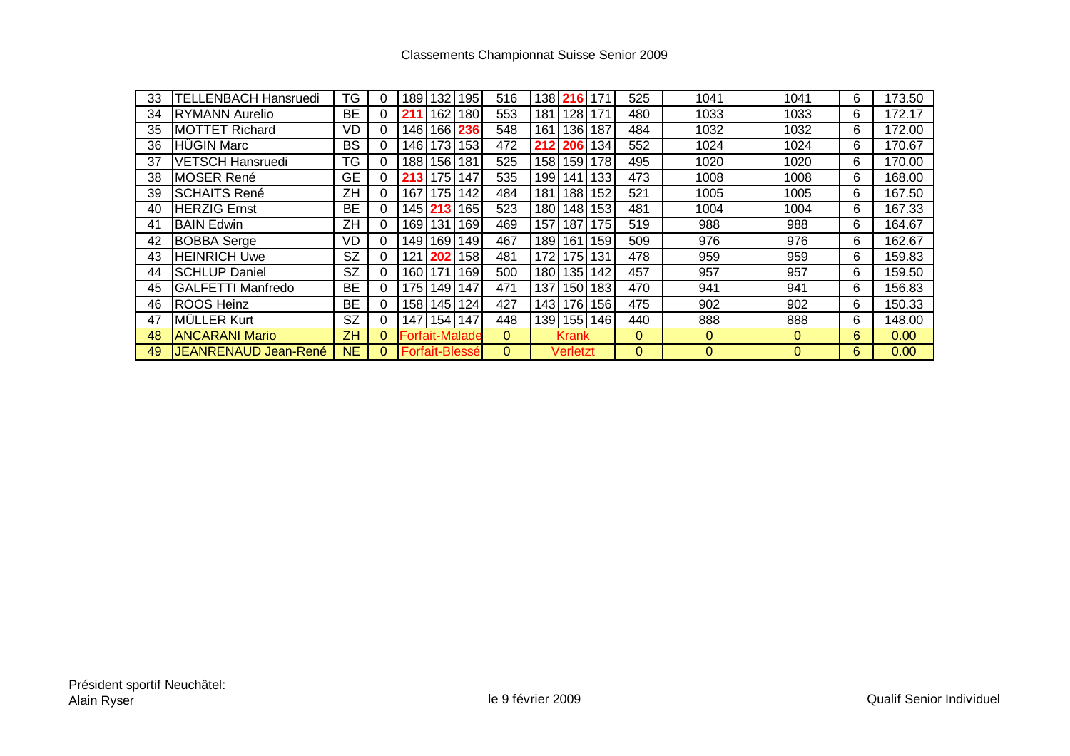Classements Championnat Suisse Senior 2009

| | | | | | | | | | | | | | | | |
|---|---|---|---|---|---|---|---|---|---|---|---|---|---|---|---|
| 33 | TELLENBACH Hansruedi | TG | 0 | 189 | 132 | 195 | 516 | 138 | **216** | 171 | 525 | 1041 | 1041 | 6 | 173.50 |
| 34 | RYMANN Aurelio | BE | 0 | **211** | 162 | 180 | 553 | 181 | 128 | 171 | 480 | 1033 | 1033 | 6 | 172.17 |
| 35 | MOTTET Richard | VD | 0 | 146 | 166 | **236** | 548 | 161 | 136 | 187 | 484 | 1032 | 1032 | 6 | 172.00 |
| 36 | HÜGIN Marc | BS | 0 | 146 | 173 | 153 | 472 | **212** | **206** | 134 | 552 | 1024 | 1024 | 6 | 170.67 |
| 37 | VETSCH Hansruedi | TG | 0 | 188 | 156 | 181 | 525 | 158 | 159 | 178 | 495 | 1020 | 1020 | 6 | 170.00 |
| 38 | MOSER René | GE | 0 | **213** | 175 | 147 | 535 | 199 | 141 | 133 | 473 | 1008 | 1008 | 6 | 168.00 |
| 39 | SCHAITS René | ZH | 0 | 167 | 175 | 142 | 484 | 181 | 188 | 152 | 521 | 1005 | 1005 | 6 | 167.50 |
| 40 | HERZIG Ernst | BE | 0 | 145 | **213** | 165 | 523 | 180 | 148 | 153 | 481 | 1004 | 1004 | 6 | 167.33 |
| 41 | BAIN Edwin | ZH | 0 | 169 | 131 | 169 | 469 | 157 | 187 | 175 | 519 | 988 | 988 | 6 | 164.67 |
| 42 | BOBBA Serge | VD | 0 | 149 | 169 | 149 | 467 | 189 | 161 | 159 | 509 | 976 | 976 | 6 | 162.67 |
| 43 | HEINRICH Uwe | SZ | 0 | 121 | **202** | 158 | 481 | 172 | 175 | 131 | 478 | 959 | 959 | 6 | 159.83 |
| 44 | SCHLUP Daniel | SZ | 0 | 160 | 171 | 169 | 500 | 180 | 135 | 142 | 457 | 957 | 957 | 6 | 159.50 |
| 45 | GALFETTI Manfredo | BE | 0 | 175 | 149 | 147 | 471 | 137 | 150 | 183 | 470 | 941 | 941 | 6 | 156.83 |
| 46 | ROOS Heinz | BE | 0 | 158 | 145 | 124 | 427 | 143 | 176 | 156 | 475 | 902 | 902 | 6 | 150.33 |
| 47 | MÜLLER Kurt | SZ | 0 | 147 | 154 | 147 | 448 | 139 | 155 | 146 | 440 | 888 | 888 | 6 | 148.00 |
| 48 | ANCARANI Mario | ZH | 0 | Forfait-Malade | | | 0 | Krank | | | 0 | 0 | 0 | 6 | 0.00 |
| 49 | JEANRENAUD Jean-René | NE | 0 | Forfait-Blessé | | | 0 | Verletzt | | | 0 | 0 | 0 | 6 | 0.00 |

Président sportif Neuchâtel:
Alain Ryser

le 9 février 2009

Qualif Senior Individuel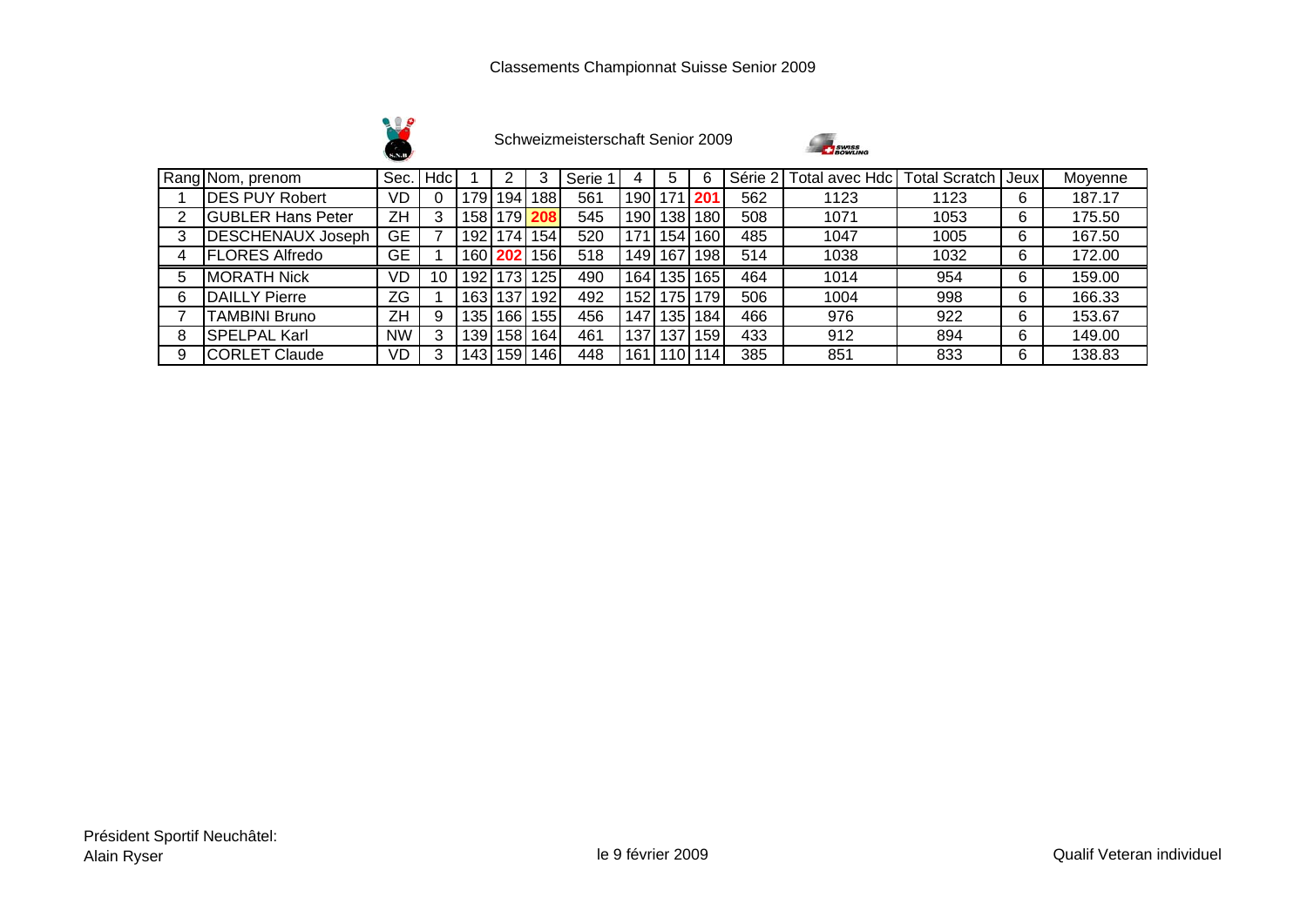# Classements Championnat Suisse Senior 2009

Schweizmeisterschaft Senior 2009

| Rang | Nom, prenom | Sec. | Hdc | 1 | 2 | 3 | Serie 1 | 4 | 5 | 6 | Série 2 | Total avec Hdc | Total Scratch | Jeux | Moyenne |
|---|---|---|---|---|---|---|---|---|---|---|---|---|---|---|---|
| 1 | DES PUY Robert | VD | 0 | 179 | 194 | 188 | 561 | 190 | 171 | **201** | 562 | 1123 | 1123 | 6 | 187.17 |
| 2 | GUBLER Hans Peter | ZH | 3 | 158 | 179 | **208** | 545 | 190 | 138 | 180 | 508 | 1071 | 1053 | 6 | 175.50 |
| 3 | DESCHENAUX Joseph | GE | 7 | 192 | 174 | 154 | 520 | 171 | 154 | 160 | 485 | 1047 | 1005 | 6 | 167.50 |
| 4 | FLORES Alfredo | GE | 1 | 160 | **202** | 156 | 518 | 149 | 167 | 198 | 514 | 1038 | 1032 | 6 | 172.00 |
| 5 | MORATH Nick | VD | 10 | 192 | 173 | 125 | 490 | 164 | 135 | 165 | 464 | 1014 | 954 | 6 | 159.00 |
| 6 | DAILLY Pierre | ZG | 1 | 163 | 137 | 192 | 492 | 152 | 175 | 179 | 506 | 1004 | 998 | 6 | 166.33 |
| 7 | TAMBINI Bruno | ZH | 9 | 135 | 166 | 155 | 456 | 147 | 135 | 184 | 466 | 976 | 922 | 6 | 153.67 |
| 8 | SPELPAL Karl | NW | 3 | 139 | 158 | 164 | 461 | 137 | 137 | 159 | 433 | 912 | 894 | 6 | 149.00 |
| 9 | CORLET Claude | VD | 3 | 143 | 159 | 146 | 448 | 161 | 110 | 114 | 385 | 851 | 833 | 6 | 138.83 |

Président Sportif Neuchâtel:
Alain Ryser

le 9 février 2009

Qualif Veteran individuel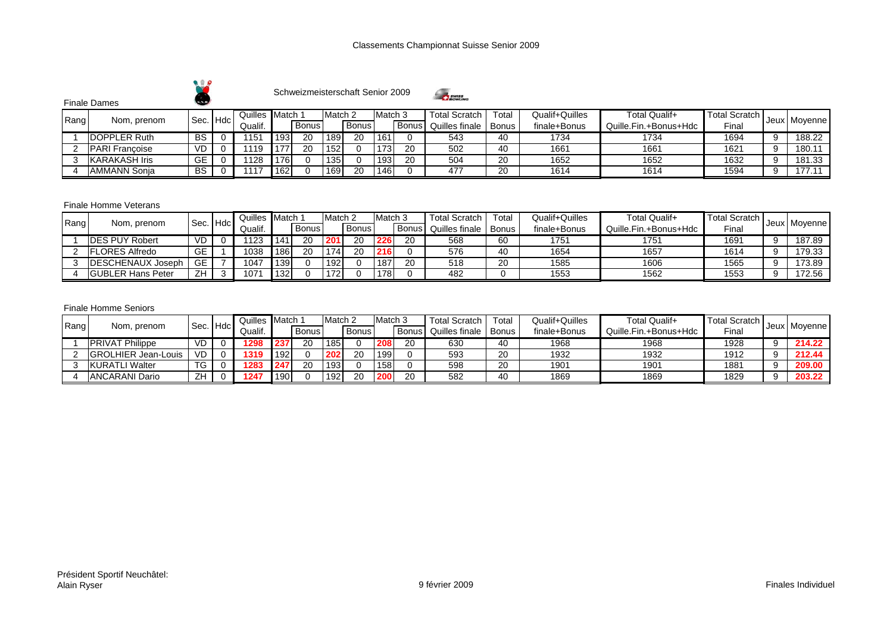# Classements Championnat Suisse Senior 2009

Schweizmeisterschaft Senior 2009

## Finale Dames

| Rang | Nom, prenom | Sec. | Hdc | Quilles Qualif. | Match 1 | Bonus | Match 2 | Bonus | Match 3 | Bonus | Total Scratch Quilles finale | Total Bonus | Qualif+Quilles finale+Bonus | Total Qualif+ Quille.Fin.+Bonus+Hdc | Total Scratch Final | Jeux | Moyenne |
|---|---|---|---|---|---|---|---|---|---|---|---|---|---|---|---|---|---|
| 1 | DOPPLER Ruth | BS | 0 | 1151 | 193 | 20 | 189 | 20 | 161 | 0 | 543 | 40 | 1734 | 1734 | 1694 | 9 | 188.22 |
| 2 | PARI Françoise | VD | 0 | 1119 | 177 | 20 | 152 | 0 | 173 | 20 | 502 | 40 | 1661 | 1661 | 1621 | 9 | 180.11 |
| 3 | KARAKASH Iris | GE | 0 | 1128 | 176 | 0 | 135 | 0 | 193 | 20 | 504 | 20 | 1652 | 1652 | 1632 | 9 | 181.33 |
| 4 | AMMANN Sonja | BS | 0 | 1117 | 162 | 0 | 169 | 20 | 146 | 0 | 477 | 20 | 1614 | 1614 | 1594 | 9 | 177.11 |

## Finale Homme Veterans

| Rang | Nom, prenom | Sec. | Hdc | Quilles Qualif. | Match 1 | Bonus | Match 2 | Bonus | Match 3 | Bonus | Total Scratch Quilles finale | Total Bonus | Qualif+Quilles finale+Bonus | Total Qualif+ Quille.Fin.+Bonus+Hdc | Total Scratch Final | Jeux | Moyenne |
|---|---|---|---|---|---|---|---|---|---|---|---|---|---|---|---|---|---|
| 1 | DES PUY Robert | VD | 0 | 1123 | 141 | 20 | 201 | 20 | 226 | 20 | 568 | 60 | 1751 | 1751 | 1691 | 9 | 187.89 |
| 2 | FLORES Alfredo | GE | 1 | 1038 | 186 | 20 | 174 | 20 | 216 | 0 | 576 | 40 | 1654 | 1657 | 1614 | 9 | 179.33 |
| 3 | DESCHENAUX Joseph | GE | 7 | 1047 | 139 | 0 | 192 | 0 | 187 | 20 | 518 | 20 | 1585 | 1606 | 1565 | 9 | 173.89 |
| 4 | GUBLER Hans Peter | ZH | 3 | 1071 | 132 | 0 | 172 | 0 | 178 | 0 | 482 | 0 | 1553 | 1562 | 1553 | 9 | 172.56 |

## Finale Homme Seniors

| Rang | Nom, prenom | Sec. | Hdc | Quilles Qualif. | Match 1 | Bonus | Match 2 | Bonus | Match 3 | Bonus | Total Scratch Quilles finale | Total Bonus | Qualif+Quilles finale+Bonus | Total Qualif+ Quille.Fin.+Bonus+Hdc | Total Scratch Final | Jeux | Moyenne |
|---|---|---|---|---|---|---|---|---|---|---|---|---|---|---|---|---|---|
| 1 | PRIVAT Philippe | VD | 0 | 1298 | 237 | 20 | 185 | 0 | 208 | 20 | 630 | 40 | 1968 | 1968 | 1928 | 9 | 214.22 |
| 2 | GROLHIER Jean-Louis | VD | 0 | 1319 | 192 | 0 | 202 | 20 | 199 | 0 | 593 | 20 | 1932 | 1932 | 1912 | 9 | 212.44 |
| 3 | KURATLI Walter | TG | 0 | 1283 | 247 | 20 | 193 | 0 | 158 | 0 | 598 | 20 | 1901 | 1901 | 1881 | 9 | 209.00 |
| 4 | ANCARANI Dario | ZH | 0 | 1247 | 190 | 0 | 192 | 20 | 200 | 20 | 582 | 40 | 1869 | 1869 | 1829 | 9 | 203.22 |

Président Sportif Neuchâtel:
Alain Ryser

9 février 2009

Finales Individuel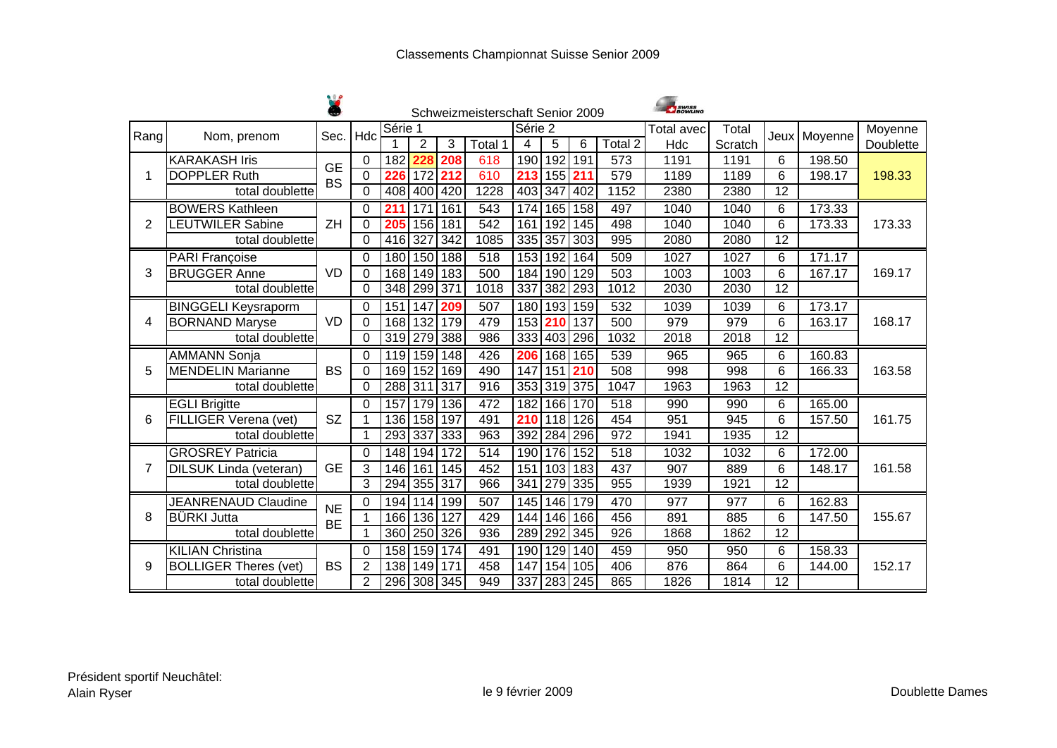# Classements Championnat Suisse Senior 2009

## Schweizmeisterschaft Senior 2009

| Rang | Nom, prenom | Sec. | Hdc | Série 1 | | | Total 1 | Série 2 | | | Total 2 | Total avec | Total | Jeux | Moyenne | Moyenne |
|---|---|---|---|---|---|---|---|---|---|---|---|---|---|---|---|---|
| | | | | 1 | 2 | 3 | | 4 | 5 | 6 | | Hdc | Scratch | | | Doublette |
| 1 | KARAKASH Iris | GE BS | 0 | 182 | 228 | 208 | 618 | 190 | 192 | 191 | 573 | 1191 | 1191 | 6 | 198.50 | 198.33 |
| | DOPPLER Ruth | | 0 | 226 | 172 | 212 | 610 | 213 | 155 | 211 | 579 | 1189 | 1189 | 6 | 198.17 | |
| | total doublette | | 0 | 408 | 400 | 420 | 1228 | 403 | 347 | 402 | 1152 | 2380 | 2380 | 12 | | |
| 2 | BOWERS Kathleen | ZH | 0 | 211 | 171 | 161 | 543 | 174 | 165 | 158 | 497 | 1040 | 1040 | 6 | 173.33 | 173.33 |
| | LEUTWILER Sabine | | 0 | 205 | 156 | 181 | 542 | 161 | 192 | 145 | 498 | 1040 | 1040 | 6 | 173.33 | |
| | total doublette | | 0 | 416 | 327 | 342 | 1085 | 335 | 357 | 303 | 995 | 2080 | 2080 | 12 | | |
| 3 | PARI Françoise | VD | 0 | 180 | 150 | 188 | 518 | 153 | 192 | 164 | 509 | 1027 | 1027 | 6 | 171.17 | 169.17 |
| | BRUGGER Anne | | 0 | 168 | 149 | 183 | 500 | 184 | 190 | 129 | 503 | 1003 | 1003 | 6 | 167.17 | |
| | total doublette | | 0 | 348 | 299 | 371 | 1018 | 337 | 382 | 293 | 1012 | 2030 | 2030 | 12 | | |
| 4 | BINGGELI Keysraporm | VD | 0 | 151 | 147 | 209 | 507 | 180 | 193 | 159 | 532 | 1039 | 1039 | 6 | 173.17 | 168.17 |
| | BORNAND Maryse | | 0 | 168 | 132 | 179 | 479 | 153 | 210 | 137 | 500 | 979 | 979 | 6 | 163.17 | |
| | total doublette | | 0 | 319 | 279 | 388 | 986 | 333 | 403 | 296 | 1032 | 2018 | 2018 | 12 | | |
| 5 | AMMANN Sonja | BS | 0 | 119 | 159 | 148 | 426 | 206 | 168 | 165 | 539 | 965 | 965 | 6 | 160.83 | 163.58 |
| | MENDELIN Marianne | | 0 | 169 | 152 | 169 | 490 | 147 | 151 | 210 | 508 | 998 | 998 | 6 | 166.33 | |
| | total doublette | | 0 | 288 | 311 | 317 | 916 | 353 | 319 | 375 | 1047 | 1963 | 1963 | 12 | | |
| 6 | EGLI Brigitte | SZ | 0 | 157 | 179 | 136 | 472 | 182 | 166 | 170 | 518 | 990 | 990 | 6 | 165.00 | 161.75 |
| | FILLIGER Verena (vet) | | 1 | 136 | 158 | 197 | 491 | 210 | 118 | 126 | 454 | 951 | 945 | 6 | 157.50 | |
| | total doublette | | 1 | 293 | 337 | 333 | 963 | 392 | 284 | 296 | 972 | 1941 | 1935 | 12 | | |
| 7 | GROSREY Patricia | GE | 0 | 148 | 194 | 172 | 514 | 190 | 176 | 152 | 518 | 1032 | 1032 | 6 | 172.00 | 161.58 |
| | DILSUK Linda (veteran) | | 3 | 146 | 161 | 145 | 452 | 151 | 103 | 183 | 437 | 907 | 889 | 6 | 148.17 | |
| | total doublette | | 3 | 294 | 355 | 317 | 966 | 341 | 279 | 335 | 955 | 1939 | 1921 | 12 | | |
| 8 | JEANRENAUD Claudine | NE BE | 0 | 194 | 114 | 199 | 507 | 145 | 146 | 179 | 470 | 977 | 977 | 6 | 162.83 | 155.67 |
| | BÜRKI Jutta | | 1 | 166 | 136 | 127 | 429 | 144 | 146 | 166 | 456 | 891 | 885 | 6 | 147.50 | |
| | total doublette | | 1 | 360 | 250 | 326 | 936 | 289 | 292 | 345 | 926 | 1868 | 1862 | 12 | | |
| 9 | KILIAN Christina | BS | 0 | 158 | 159 | 174 | 491 | 190 | 129 | 140 | 459 | 950 | 950 | 6 | 158.33 | 152.17 |
| | BOLLIGER Theres (vet) | | 2 | 138 | 149 | 171 | 458 | 147 | 154 | 105 | 406 | 876 | 864 | 6 | 144.00 | |
| | total doublette | | 2 | 296 | 308 | 345 | 949 | 337 | 283 | 245 | 865 | 1826 | 1814 | 12 | | |

Président sportif Neuchâtel:
Alain Ryser

le 9 février 2009

Doublette Dames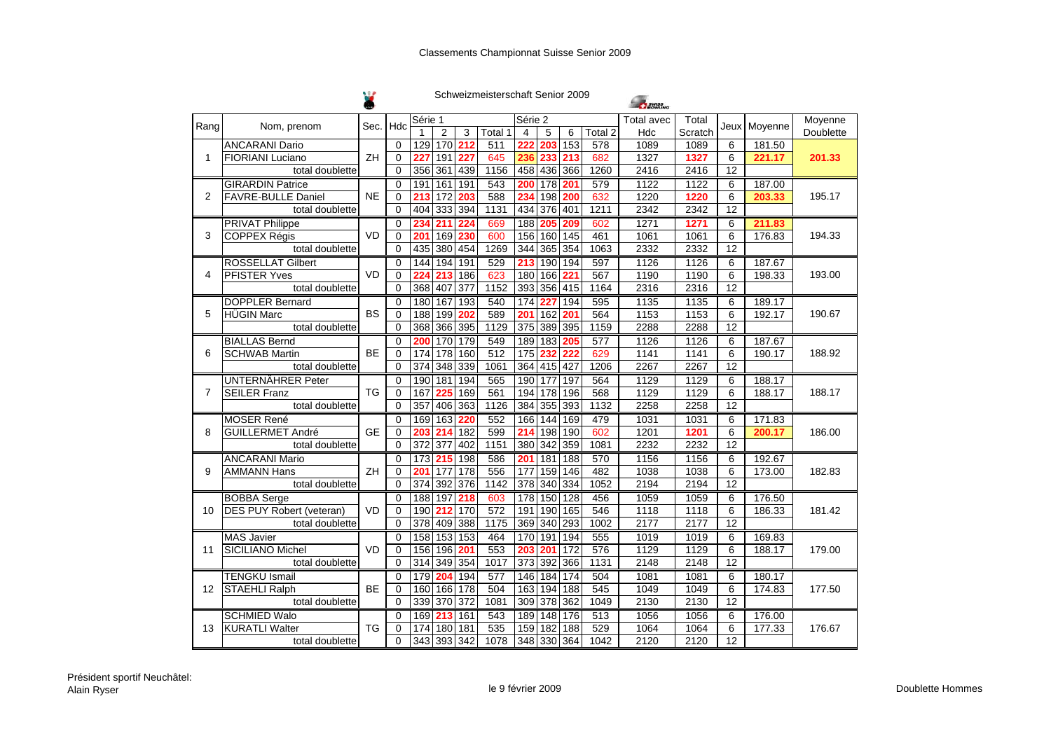Classements Championnat Suisse Senior 2009

Schweizmeisterschaft Senior 2009

| Rang | Nom, prenom | Sec. | Hdc | Série 1 | | | | Série 2 | | | | Total avec Hdc | Total Scratch | Jeux | Moyenne | Moyenne Doublette |
|---|---|---|---|---|---|---|---|---|---|---|---|---|---|---|---|---|
| | | | | 1 | 2 | 3 | Total 1 | 4 | 5 | 6 | Total 2 | | | | | |
| 1 | ANCARANI Dario | ZH | 0 | 129 | 170 | 212 | 511 | 222 | 203 | 153 | 578 | 1089 | 1089 | 6 | 181.50 | 201.33 |
| | FIORIANI Luciano | | 0 | 227 | 191 | 227 | 645 | 236 | 233 | 213 | 682 | 1327 | 1327 | 6 | 221.17 | |
| | total doublette | | 0 | 356 | 361 | 439 | 1156 | 458 | 436 | 366 | 1260 | 2416 | 2416 | 12 | | |
| 2 | GIRARDIN Patrice | NE | 0 | 191 | 161 | 191 | 543 | 200 | 178 | 201 | 579 | 1122 | 1122 | 6 | 187.00 | 195.17 |
| | FAVRE-BULLE Daniel | | 0 | 213 | 172 | 203 | 588 | 234 | 198 | 200 | 632 | 1220 | 1220 | 6 | 203.33 | |
| | total doublette | | 0 | 404 | 333 | 394 | 1131 | 434 | 376 | 401 | 1211 | 2342 | 2342 | 12 | | |
| 3 | PRIVAT Philippe | VD | 0 | 234 | 211 | 224 | 669 | 188 | 205 | 209 | 602 | 1271 | 1271 | 6 | 211.83 | 194.33 |
| | COPPEX Régis | | 0 | 201 | 169 | 230 | 600 | 156 | 160 | 145 | 461 | 1061 | 1061 | 6 | 176.83 | |
| | total doublette | | 0 | 435 | 380 | 454 | 1269 | 344 | 365 | 354 | 1063 | 2332 | 2332 | 12 | | |
| 4 | ROSSELLAT Gilbert | VD | 0 | 144 | 194 | 191 | 529 | 213 | 190 | 194 | 597 | 1126 | 1126 | 6 | 187.67 | 193.00 |
| | PFISTER Yves | | 0 | 224 | 213 | 186 | 623 | 180 | 166 | 221 | 567 | 1190 | 1190 | 6 | 198.33 | |
| | total doublette | | 0 | 368 | 407 | 377 | 1152 | 393 | 356 | 415 | 1164 | 2316 | 2316 | 12 | | |
| 5 | DOPPLER Bernard | BS | 0 | 180 | 167 | 193 | 540 | 174 | 227 | 194 | 595 | 1135 | 1135 | 6 | 189.17 | 190.67 |
| | HÜGIN Marc | | 0 | 188 | 199 | 202 | 589 | 201 | 162 | 201 | 564 | 1153 | 1153 | 6 | 192.17 | |
| | total doublette | | 0 | 368 | 366 | 395 | 1129 | 375 | 389 | 395 | 1159 | 2288 | 2288 | 12 | | |
| 6 | BIALLAS Bernd | BE | 0 | 200 | 170 | 179 | 549 | 189 | 183 | 205 | 577 | 1126 | 1126 | 6 | 187.67 | 188.92 |
| | SCHWAB Martin | | 0 | 174 | 178 | 160 | 512 | 175 | 232 | 222 | 629 | 1141 | 1141 | 6 | 190.17 | |
| | total doublette | | 0 | 374 | 348 | 339 | 1061 | 364 | 415 | 427 | 1206 | 2267 | 2267 | 12 | | |
| 7 | UNTERNÄHRER Peter | TG | 0 | 190 | 181 | 194 | 565 | 190 | 177 | 197 | 564 | 1129 | 1129 | 6 | 188.17 | 188.17 |
| | SEILER Franz | | 0 | 167 | 225 | 169 | 561 | 194 | 178 | 196 | 568 | 1129 | 1129 | 6 | 188.17 | |
| | total doublette | | 0 | 357 | 406 | 363 | 1126 | 384 | 355 | 393 | 1132 | 2258 | 2258 | 12 | | |
| 8 | MOSER René | GE | 0 | 169 | 163 | 220 | 552 | 166 | 144 | 169 | 479 | 1031 | 1031 | 6 | 171.83 | 186.00 |
| | GUILLERMET André | | 0 | 203 | 214 | 182 | 599 | 214 | 198 | 190 | 602 | 1201 | 1201 | 6 | 200.17 | |
| | total doublette | | 0 | 372 | 377 | 402 | 1151 | 380 | 342 | 359 | 1081 | 2232 | 2232 | 12 | | |
| 9 | ANCARANI Mario | ZH | 0 | 173 | 215 | 198 | 586 | 201 | 181 | 188 | 570 | 1156 | 1156 | 6 | 192.67 | 182.83 |
| | AMMANN Hans | | 0 | 201 | 177 | 178 | 556 | 177 | 159 | 146 | 482 | 1038 | 1038 | 6 | 173.00 | |
| | total doublette | | 0 | 374 | 392 | 376 | 1142 | 378 | 340 | 334 | 1052 | 2194 | 2194 | 12 | | |
| 10 | BOBBA Serge | VD | 0 | 188 | 197 | 218 | 603 | 178 | 150 | 128 | 456 | 1059 | 1059 | 6 | 176.50 | 181.42 |
| | DES PUY Robert (veteran) | | 0 | 190 | 212 | 170 | 572 | 191 | 190 | 165 | 546 | 1118 | 1118 | 6 | 186.33 | |
| | total doublette | | 0 | 378 | 409 | 388 | 1175 | 369 | 340 | 293 | 1002 | 2177 | 2177 | 12 | | |
| 11 | MAS Javier | VD | 0 | 158 | 153 | 153 | 464 | 170 | 191 | 194 | 555 | 1019 | 1019 | 6 | 169.83 | 179.00 |
| | SICILIANO Michel | | 0 | 156 | 196 | 201 | 553 | 203 | 201 | 172 | 576 | 1129 | 1129 | 6 | 188.17 | |
| | total doublette | | 0 | 314 | 349 | 354 | 1017 | 373 | 392 | 366 | 1131 | 2148 | 2148 | 12 | | |
| 12 | TENGKU Ismail | BE | 0 | 179 | 204 | 194 | 577 | 146 | 184 | 174 | 504 | 1081 | 1081 | 6 | 180.17 | 177.50 |
| | STAEHLI Ralph | | 0 | 160 | 166 | 178 | 504 | 163 | 194 | 188 | 545 | 1049 | 1049 | 6 | 174.83 | |
| | total doublette | | 0 | 339 | 370 | 372 | 1081 | 309 | 378 | 362 | 1049 | 2130 | 2130 | 12 | | |
| 13 | SCHMIED Walo | TG | 0 | 169 | 213 | 161 | 543 | 189 | 148 | 176 | 513 | 1056 | 1056 | 6 | 176.00 | 176.67 |
| | KURATLI Walter | | 0 | 174 | 180 | 181 | 535 | 159 | 182 | 188 | 529 | 1064 | 1064 | 6 | 177.33 | |
| | total doublette | | 0 | 343 | 393 | 342 | 1078 | 348 | 330 | 364 | 1042 | 2120 | 2120 | 12 | | |

Président sportif Neuchâtel:
Alain Ryser

le 9 février 2009

Doublette Hommes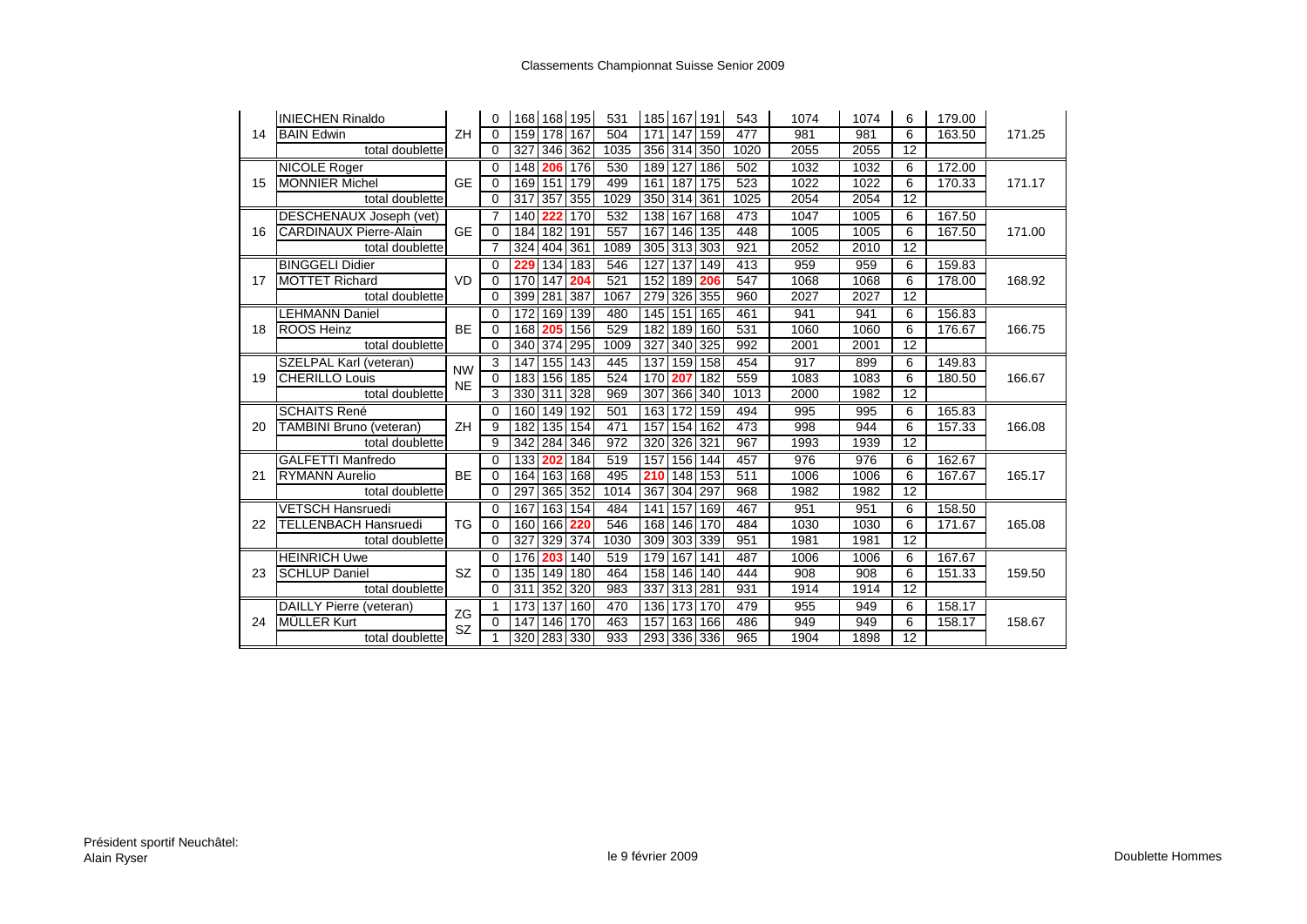# Classements Championnat Suisse Senior 2009

| Rang | Nom | Canton | Hcp | J1 | J2 | J3 | Total | J4 | J5 | J6 | Total | Total avec hcp | Total sans hcp | Parties | Moyenne | Moyenne doublette |
|---|---|---|---|---|---|---|---|---|---|---|---|---|---|---|---|---|
| | INIECHEN Rinaldo | | 0 | 168 | 168 | 195 | 531 | 185 | 167 | 191 | 543 | 1074 | 1074 | 6 | 179.00 | |
| 14 | BAIN Edwin | ZH | 0 | 159 | 178 | 167 | 504 | 171 | 147 | 159 | 477 | 981 | 981 | 6 | 163.50 | 171.25 |
| | total doublette | | 0 | 327 | 346 | 362 | 1035 | 356 | 314 | 350 | 1020 | 2055 | 2055 | 12 | | |
| | NICOLE Roger | | 0 | 148 | **206** | 176 | 530 | 189 | 127 | 186 | 502 | 1032 | 1032 | 6 | 172.00 | |
| 15 | MONNIER Michel | GE | 0 | 169 | 151 | 179 | 499 | 161 | 187 | 175 | 523 | 1022 | 1022 | 6 | 170.33 | 171.17 |
| | total doublette | | 0 | 317 | 357 | 355 | 1029 | 350 | 314 | 361 | 1025 | 2054 | 2054 | 12 | | |
| | DESCHENAUX Joseph (vet) | | 7 | 140 | **222** | 170 | 532 | 138 | 167 | 168 | 473 | 1047 | 1005 | 6 | 167.50 | |
| 16 | CARDINAUX Pierre-Alain | GE | 0 | 184 | 182 | 191 | 557 | 167 | 146 | 135 | 448 | 1005 | 1005 | 6 | 167.50 | 171.00 |
| | total doublette | | 7 | 324 | 404 | 361 | 1089 | 305 | 313 | 303 | 921 | 2052 | 2010 | 12 | | |
| | BINGGELI Didier | | 0 | **229** | 134 | 183 | 546 | 127 | 137 | 149 | 413 | 959 | 959 | 6 | 159.83 | |
| 17 | MOTTET Richard | VD | 0 | 170 | 147 | **204** | 521 | 152 | 189 | **206** | 547 | 1068 | 1068 | 6 | 178.00 | 168.92 |
| | total doublette | | 0 | 399 | 281 | 387 | 1067 | 279 | 326 | 355 | 960 | 2027 | 2027 | 12 | | |
| | LEHMANN Daniel | | 0 | 172 | 169 | 139 | 480 | 145 | 151 | 165 | 461 | 941 | 941 | 6 | 156.83 | |
| 18 | ROOS Heinz | BE | 0 | 168 | **205** | 156 | 529 | 182 | 189 | 160 | 531 | 1060 | 1060 | 6 | 176.67 | 166.75 |
| | total doublette | | 0 | 340 | 374 | 295 | 1009 | 327 | 340 | 325 | 992 | 2001 | 2001 | 12 | | |
| | SZELPAL Karl (veteran) | NW | 3 | 147 | 155 | 143 | 445 | 137 | 159 | 158 | 454 | 917 | 899 | 6 | 149.83 | |
| 19 | CHERILLO Louis | NE | 0 | 183 | 156 | 185 | 524 | 170 | **207** | 182 | 559 | 1083 | 1083 | 6 | 180.50 | 166.67 |
| | total doublette | | 3 | 330 | 311 | 328 | 969 | 307 | 366 | 340 | 1013 | 2000 | 1982 | 12 | | |
| | SCHAITS René | | 0 | 160 | 149 | 192 | 501 | 163 | 172 | 159 | 494 | 995 | 995 | 6 | 165.83 | |
| 20 | TAMBINI Bruno (veteran) | ZH | 9 | 182 | 135 | 154 | 471 | 157 | 154 | 162 | 473 | 998 | 944 | 6 | 157.33 | 166.08 |
| | total doublette | | 9 | 342 | 284 | 346 | 972 | 320 | 326 | 321 | 967 | 1993 | 1939 | 12 | | |
| | GALFETTI Manfredo | | 0 | 133 | **202** | 184 | 519 | 157 | 156 | 144 | 457 | 976 | 976 | 6 | 162.67 | |
| 21 | RYMANN Aurelio | BE | 0 | 164 | 163 | 168 | 495 | **210** | 148 | 153 | 511 | 1006 | 1006 | 6 | 167.67 | 165.17 |
| | total doublette | | 0 | 297 | 365 | 352 | 1014 | 367 | 304 | 297 | 968 | 1982 | 1982 | 12 | | |
| | VETSCH Hansruedi | | 0 | 167 | 163 | 154 | 484 | 141 | 157 | 169 | 467 | 951 | 951 | 6 | 158.50 | |
| 22 | TELLENBACH Hansruedi | TG | 0 | 160 | 166 | **220** | 546 | 168 | 146 | 170 | 484 | 1030 | 1030 | 6 | 171.67 | 165.08 |
| | total doublette | | 0 | 327 | 329 | 374 | 1030 | 309 | 303 | 339 | 951 | 1981 | 1981 | 12 | | |
| | HEINRICH Uwe | | 0 | 176 | **203** | 140 | 519 | 179 | 167 | 141 | 487 | 1006 | 1006 | 6 | 167.67 | |
| 23 | SCHLUP Daniel | SZ | 0 | 135 | 149 | 180 | 464 | 158 | 146 | 140 | 444 | 908 | 908 | 6 | 151.33 | 159.50 |
| | total doublette | | 0 | 311 | 352 | 320 | 983 | 337 | 313 | 281 | 931 | 1914 | 1914 | 12 | | |
| | DAILLY Pierre (veteran) | ZG | 1 | 173 | 137 | 160 | 470 | 136 | 173 | 170 | 479 | 955 | 949 | 6 | 158.17 | |
| 24 | MÜLLER Kurt | SZ | 0 | 147 | 146 | 170 | 463 | 157 | 163 | 166 | 486 | 949 | 949 | 6 | 158.17 | 158.67 |
| | total doublette | | 1 | 320 | 283 | 330 | 933 | 293 | 336 | 336 | 965 | 1904 | 1898 | 12 | | |

Président sportif Neuchâtel:
Alain Ryser

le 9 février 2009

Doublette Hommes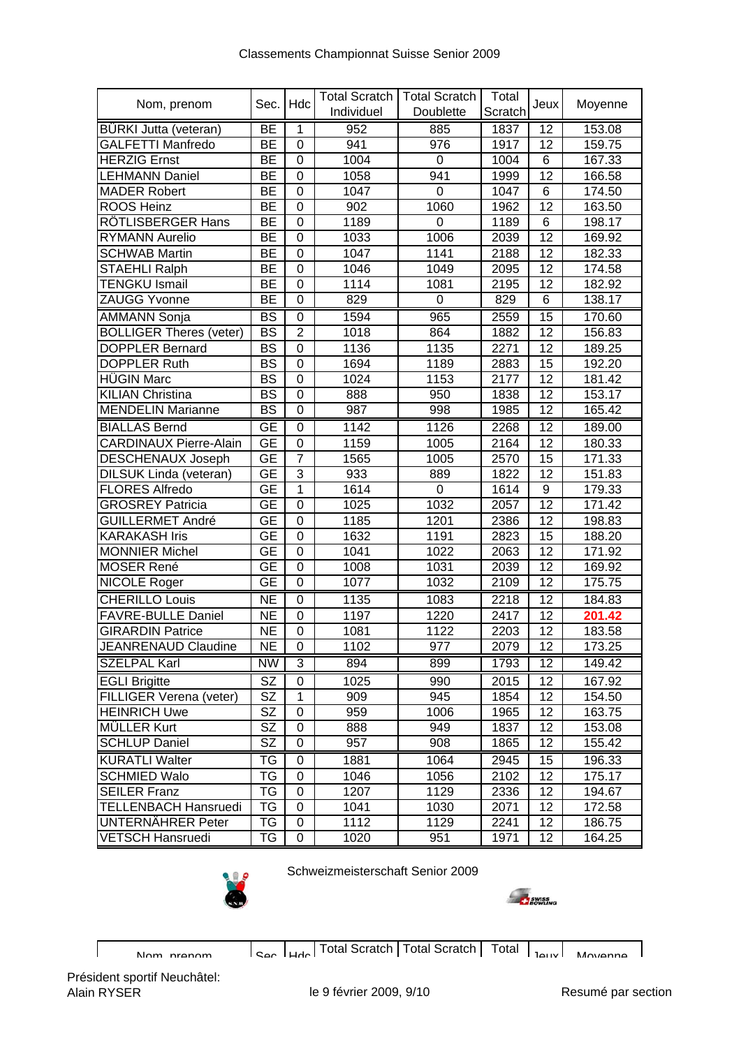Classements Championnat Suisse Senior 2009

| Nom, prenom | Sec. | Hdc | Total Scratch Individuel | Total Scratch Doublette | Total Scratch | Jeux | Moyenne |
|---|---|---|---|---|---|---|---|
| BÜRKI Jutta (veteran) | BE | 1 | 952 | 885 | 1837 | 12 | 153.08 |
| GALFETTI Manfredo | BE | 0 | 941 | 976 | 1917 | 12 | 159.75 |
| HERZIG Ernst | BE | 0 | 1004 | 0 | 1004 | 6 | 167.33 |
| LEHMANN Daniel | BE | 0 | 1058 | 941 | 1999 | 12 | 166.58 |
| MADER Robert | BE | 0 | 1047 | 0 | 1047 | 6 | 174.50 |
| ROOS Heinz | BE | 0 | 902 | 1060 | 1962 | 12 | 163.50 |
| RÖTLISBERGER Hans | BE | 0 | 1189 | 0 | 1189 | 6 | 198.17 |
| RYMANN Aurelio | BE | 0 | 1033 | 1006 | 2039 | 12 | 169.92 |
| SCHWAB Martin | BE | 0 | 1047 | 1141 | 2188 | 12 | 182.33 |
| STAEHLI Ralph | BE | 0 | 1046 | 1049 | 2095 | 12 | 174.58 |
| TENGKU Ismail | BE | 0 | 1114 | 1081 | 2195 | 12 | 182.92 |
| ZAUGG Yvonne | BE | 0 | 829 | 0 | 829 | 6 | 138.17 |
| AMMANN Sonja | BS | 0 | 1594 | 965 | 2559 | 15 | 170.60 |
| BOLLIGER Theres (veter) | BS | 2 | 1018 | 864 | 1882 | 12 | 156.83 |
| DOPPLER Bernard | BS | 0 | 1136 | 1135 | 2271 | 12 | 189.25 |
| DOPPLER Ruth | BS | 0 | 1694 | 1189 | 2883 | 15 | 192.20 |
| HÜGIN Marc | BS | 0 | 1024 | 1153 | 2177 | 12 | 181.42 |
| KILIAN Christina | BS | 0 | 888 | 950 | 1838 | 12 | 153.17 |
| MENDELIN Marianne | BS | 0 | 987 | 998 | 1985 | 12 | 165.42 |
| BIALLAS Bernd | GE | 0 | 1142 | 1126 | 2268 | 12 | 189.00 |
| CARDINAUX Pierre-Alain | GE | 0 | 1159 | 1005 | 2164 | 12 | 180.33 |
| DESCHENAUX Joseph | GE | 7 | 1565 | 1005 | 2570 | 15 | 171.33 |
| DILSUK Linda (veteran) | GE | 3 | 933 | 889 | 1822 | 12 | 151.83 |
| FLORES Alfredo | GE | 1 | 1614 | 0 | 1614 | 9 | 179.33 |
| GROSREY Patricia | GE | 0 | 1025 | 1032 | 2057 | 12 | 171.42 |
| GUILLERMET André | GE | 0 | 1185 | 1201 | 2386 | 12 | 198.83 |
| KARAKASH Iris | GE | 0 | 1632 | 1191 | 2823 | 15 | 188.20 |
| MONNIER Michel | GE | 0 | 1041 | 1022 | 2063 | 12 | 171.92 |
| MOSER René | GE | 0 | 1008 | 1031 | 2039 | 12 | 169.92 |
| NICOLE Roger | GE | 0 | 1077 | 1032 | 2109 | 12 | 175.75 |
| CHERILLO Louis | NE | 0 | 1135 | 1083 | 2218 | 12 | 184.83 |
| FAVRE-BULLE Daniel | NE | 0 | 1197 | 1220 | 2417 | 12 | **201.42** |
| GIRARDIN Patrice | NE | 0 | 1081 | 1122 | 2203 | 12 | 183.58 |
| JEANRENAUD Claudine | NE | 0 | 1102 | 977 | 2079 | 12 | 173.25 |
| SZELPAL Karl | NW | 3 | 894 | 899 | 1793 | 12 | 149.42 |
| EGLI Brigitte | SZ | 0 | 1025 | 990 | 2015 | 12 | 167.92 |
| FILLIGER Verena (veter) | SZ | 1 | 909 | 945 | 1854 | 12 | 154.50 |
| HEINRICH Uwe | SZ | 0 | 959 | 1006 | 1965 | 12 | 163.75 |
| MÜLLER Kurt | SZ | 0 | 888 | 949 | 1837 | 12 | 153.08 |
| SCHLUP Daniel | SZ | 0 | 957 | 908 | 1865 | 12 | 155.42 |
| KURATLI Walter | TG | 0 | 1881 | 1064 | 2945 | 15 | 196.33 |
| SCHMIED Walo | TG | 0 | 1046 | 1056 | 2102 | 12 | 175.17 |
| SEILER Franz | TG | 0 | 1207 | 1129 | 2336 | 12 | 194.67 |
| TELLENBACH Hansruedi | TG | 0 | 1041 | 1030 | 2071 | 12 | 172.58 |
| UNTERNÄHRER Peter | TG | 0 | 1112 | 1129 | 2241 | 12 | 186.75 |
| VETSCH Hansruedi | TG | 0 | 1020 | 951 | 1971 | 12 | 164.25 |

Schweizmeisterschaft Senior 2009

Président sportif Neuchâtel:
Alain RYSER

le 9 février 2009

Resumé par section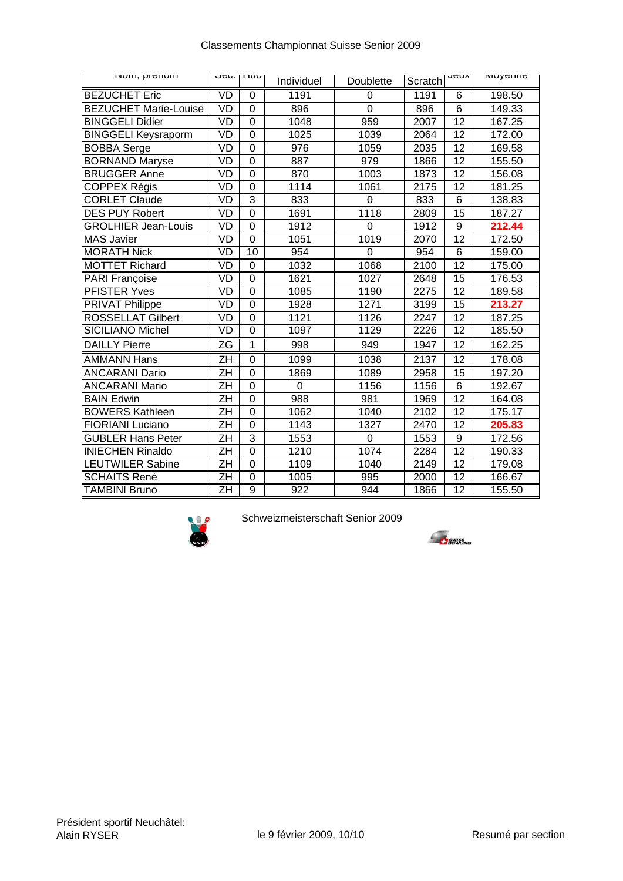# Classements Championnat Suisse Senior 2009

| Nom, prénom | Sec. | Hdc | Individuel | Doublette | Scratch | Jeux | Moyenne |
|---|---|---|---|---|---|---|---|
| BEZUCHET Eric | VD | 0 | 1191 | 0 | 1191 | 6 | 198.50 |
| BEZUCHET Marie-Louise | VD | 0 | 896 | 0 | 896 | 6 | 149.33 |
| BINGGELI Didier | VD | 0 | 1048 | 959 | 2007 | 12 | 167.25 |
| BINGGELI Keysraporm | VD | 0 | 1025 | 1039 | 2064 | 12 | 172.00 |
| BOBBA Serge | VD | 0 | 976 | 1059 | 2035 | 12 | 169.58 |
| BORNAND Maryse | VD | 0 | 887 | 979 | 1866 | 12 | 155.50 |
| BRUGGER Anne | VD | 0 | 870 | 1003 | 1873 | 12 | 156.08 |
| COPPEX Régis | VD | 0 | 1114 | 1061 | 2175 | 12 | 181.25 |
| CORLET Claude | VD | 3 | 833 | 0 | 833 | 6 | 138.83 |
| DES PUY Robert | VD | 0 | 1691 | 1118 | 2809 | 15 | 187.27 |
| GROLHIER Jean-Louis | VD | 0 | 1912 | 0 | 1912 | 9 | **212.44** |
| MAS Javier | VD | 0 | 1051 | 1019 | 2070 | 12 | 172.50 |
| MORATH Nick | VD | 10 | 954 | 0 | 954 | 6 | 159.00 |
| MOTTET Richard | VD | 0 | 1032 | 1068 | 2100 | 12 | 175.00 |
| PARI Françoise | VD | 0 | 1621 | 1027 | 2648 | 15 | 176.53 |
| PFISTER Yves | VD | 0 | 1085 | 1190 | 2275 | 12 | 189.58 |
| PRIVAT Philippe | VD | 0 | 1928 | 1271 | 3199 | 15 | **213.27** |
| ROSSELLAT Gilbert | VD | 0 | 1121 | 1126 | 2247 | 12 | 187.25 |
| SICILIANO Michel | VD | 0 | 1097 | 1129 | 2226 | 12 | 185.50 |
| DAILLY Pierre | ZG | 1 | 998 | 949 | 1947 | 12 | 162.25 |
| AMMANN Hans | ZH | 0 | 1099 | 1038 | 2137 | 12 | 178.08 |
| ANCARANI Dario | ZH | 0 | 1869 | 1089 | 2958 | 15 | 197.20 |
| ANCARANI Mario | ZH | 0 | 0 | 1156 | 1156 | 6 | 192.67 |
| BAIN Edwin | ZH | 0 | 988 | 981 | 1969 | 12 | 164.08 |
| BOWERS Kathleen | ZH | 0 | 1062 | 1040 | 2102 | 12 | 175.17 |
| FIORIANI Luciano | ZH | 0 | 1143 | 1327 | 2470 | 12 | **205.83** |
| GUBLER Hans Peter | ZH | 3 | 1553 | 0 | 1553 | 9 | 172.56 |
| INIECHEN Rinaldo | ZH | 0 | 1210 | 1074 | 2284 | 12 | 190.33 |
| LEUTWILER Sabine | ZH | 0 | 1109 | 1040 | 2149 | 12 | 179.08 |
| SCHAITS René | ZH | 0 | 1005 | 995 | 2000 | 12 | 166.67 |
| TAMBINI Bruno | ZH | 9 | 922 | 944 | 1866 | 12 | 155.50 |

Schweizmeisterschaft Senior 2009

Président sportif Neuchâtel:
Alain RYSER

le 9 février 2009, 10/10

Resumé par section